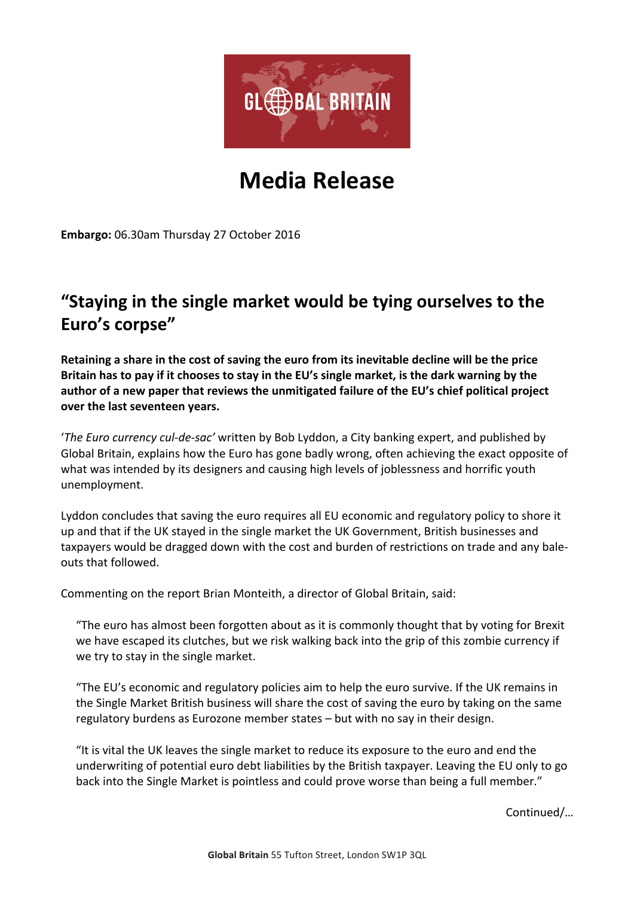# Media Release

**Embargo:** 06.30am Thursday 27 October 2016

## "Staying in the single market would be tying ourselves to the Euro's corpse"

**Retaining a share in the cost of saving the euro from its inevitable decline will be the price Britain has to pay if it chooses to stay in the EU's single market, is the dark warning by the author of a new paper that reviews the unmitigated failure of the EU's chief political project over the last seventeen years.**

'*The Euro currency cul-de-sac'* written by Bob Lyddon, a City banking expert, and published by Global Britain, explains how the Euro has gone badly wrong, often achieving the exact opposite of what was intended by its designers and causing high levels of joblessness and horrific youth unemployment.

Lyddon concludes that saving the euro requires all EU economic and regulatory policy to shore it up and that if the UK stayed in the single market the UK Government, British businesses and taxpayers would be dragged down with the cost and burden of restrictions on trade and any bale-outs that followed.

Commenting on the report Brian Monteith, a director of Global Britain, said:

> "The euro has almost been forgotten about as it is commonly thought that by voting for Brexit we have escaped its clutches, but we risk walking back into the grip of this zombie currency if we try to stay in the single market.
>
> "The EU's economic and regulatory policies aim to help the euro survive. If the UK remains in the Single Market British business will share the cost of saving the euro by taking on the same regulatory burdens as Eurozone member states – but with no say in their design.
>
> "It is vital the UK leaves the single market to reduce its exposure to the euro and end the underwriting of potential euro debt liabilities by the British taxpayer. Leaving the EU only to go back into the Single Market is pointless and could prove worse than being a full member."

Continued/…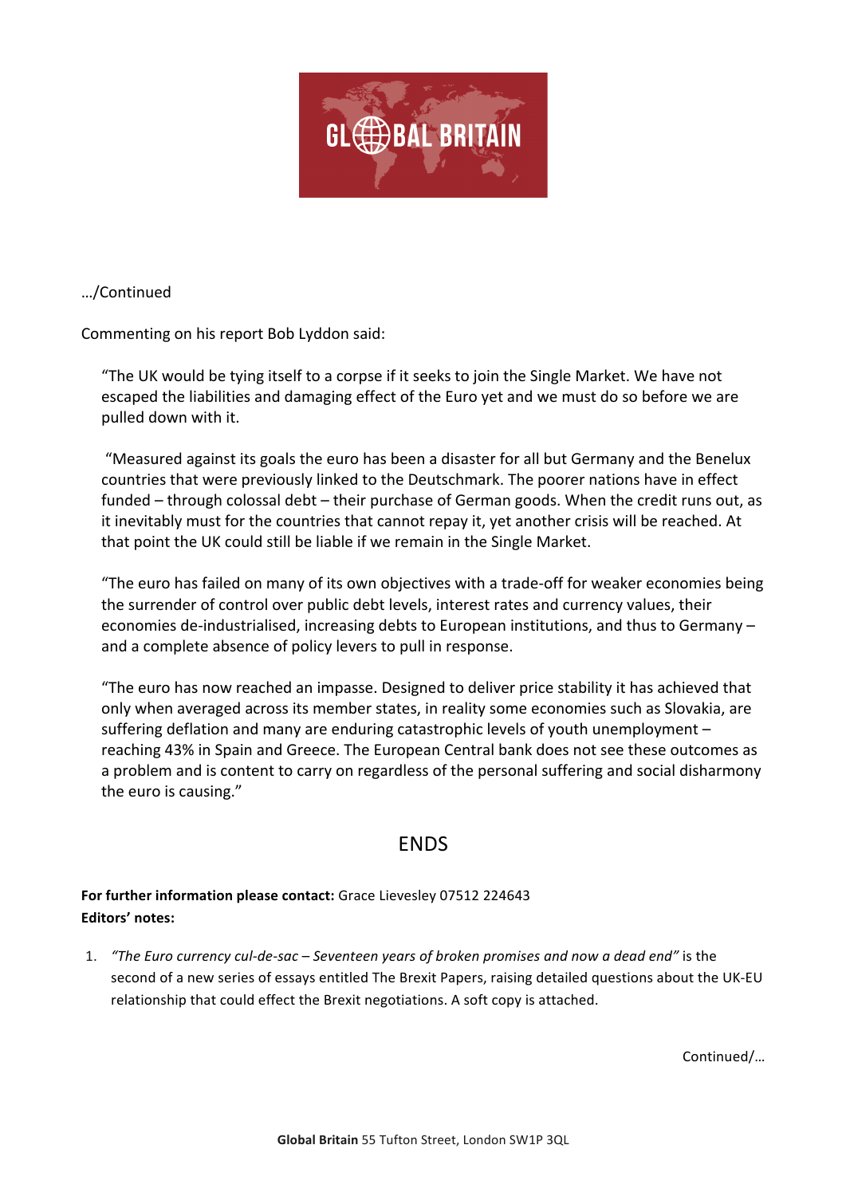…/Continued

Commenting on his report Bob Lyddon said:

> "The UK would be tying itself to a corpse if it seeks to join the Single Market. We have not escaped the liabilities and damaging effect of the Euro yet and we must do so before we are pulled down with it.
>
> "Measured against its goals the euro has been a disaster for all but Germany and the Benelux countries that were previously linked to the Deutschmark. The poorer nations have in effect funded – through colossal debt – their purchase of German goods. When the credit runs out, as it inevitably must for the countries that cannot repay it, yet another crisis will be reached. At that point the UK could still be liable if we remain in the Single Market.
>
> "The euro has failed on many of its own objectives with a trade-off for weaker economies being the surrender of control over public debt levels, interest rates and currency values, their economies de-industrialised, increasing debts to European institutions, and thus to Germany – and a complete absence of policy levers to pull in response.
>
> "The euro has now reached an impasse. Designed to deliver price stability it has achieved that only when averaged across its member states, in reality some economies such as Slovakia, are suffering deflation and many are enduring catastrophic levels of youth unemployment – reaching 43% in Spain and Greece. The European Central bank does not see these outcomes as a problem and is content to carry on regardless of the personal suffering and social disharmony the euro is causing."

ENDS

**For further information please contact:** Grace Lievesley 07512 224643
**Editors' notes:**

1. *"The Euro currency cul-de-sac – Seventeen years of broken promises and now a dead end"* is the second of a new series of essays entitled The Brexit Papers, raising detailed questions about the UK-EU relationship that could effect the Brexit negotiations. A soft copy is attached.

Continued/…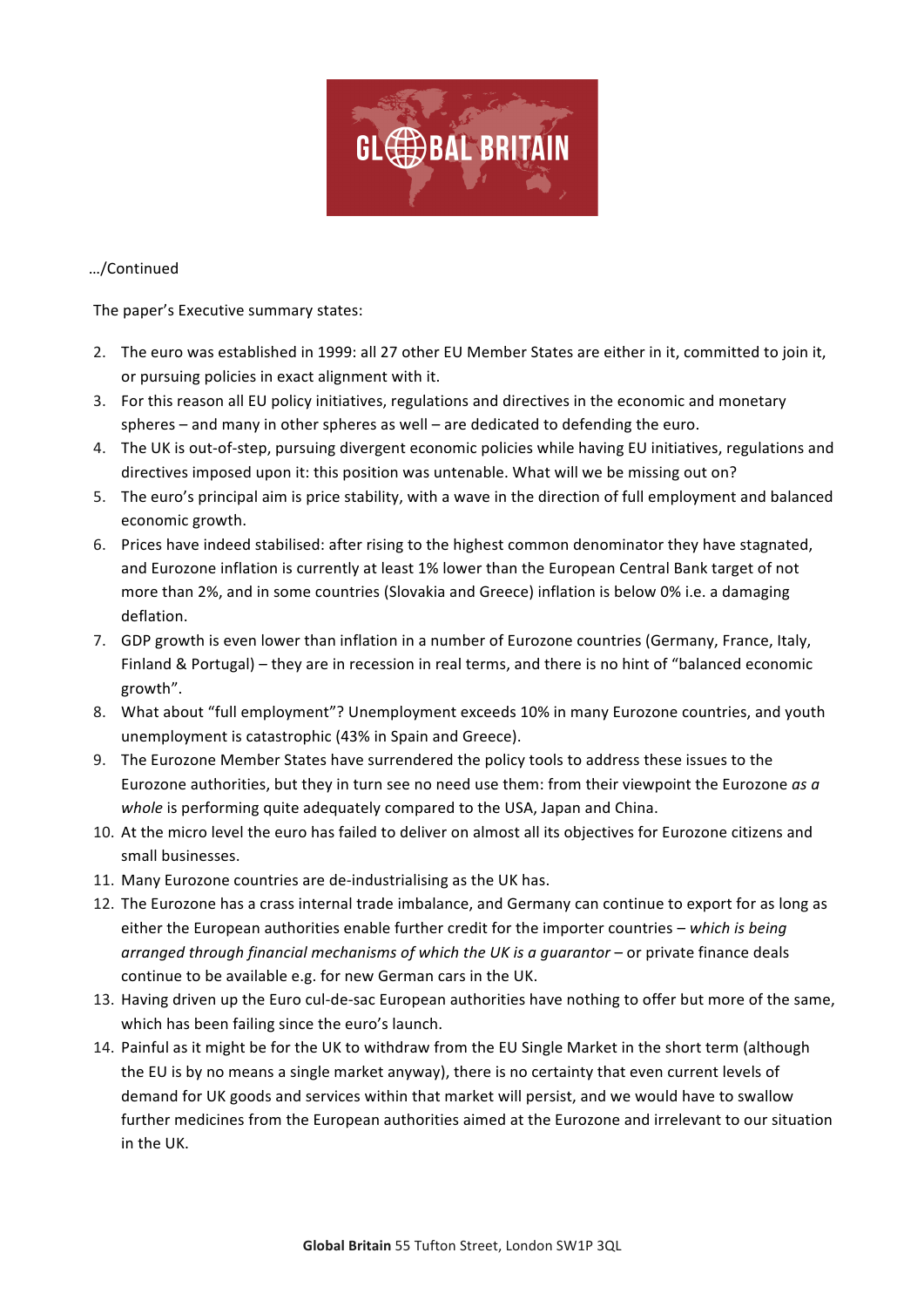…/Continued

The paper's Executive summary states:

2. The euro was established in 1999: all 27 other EU Member States are either in it, committed to join it, or pursuing policies in exact alignment with it.
3. For this reason all EU policy initiatives, regulations and directives in the economic and monetary spheres – and many in other spheres as well – are dedicated to defending the euro.
4. The UK is out-of-step, pursuing divergent economic policies while having EU initiatives, regulations and directives imposed upon it: this position was untenable. What will we be missing out on?
5. The euro's principal aim is price stability, with a wave in the direction of full employment and balanced economic growth.
6. Prices have indeed stabilised: after rising to the highest common denominator they have stagnated, and Eurozone inflation is currently at least 1% lower than the European Central Bank target of not more than 2%, and in some countries (Slovakia and Greece) inflation is below 0% i.e. a damaging deflation.
7. GDP growth is even lower than inflation in a number of Eurozone countries (Germany, France, Italy, Finland & Portugal) – they are in recession in real terms, and there is no hint of "balanced economic growth".
8. What about "full employment"? Unemployment exceeds 10% in many Eurozone countries, and youth unemployment is catastrophic (43% in Spain and Greece).
9. The Eurozone Member States have surrendered the policy tools to address these issues to the Eurozone authorities, but they in turn see no need use them: from their viewpoint the Eurozone *as a whole* is performing quite adequately compared to the USA, Japan and China.
10. At the micro level the euro has failed to deliver on almost all its objectives for Eurozone citizens and small businesses.
11. Many Eurozone countries are de-industrialising as the UK has.
12. The Eurozone has a crass internal trade imbalance, and Germany can continue to export for as long as either the European authorities enable further credit for the importer countries – *which is being arranged through financial mechanisms of which the UK is a guarantor* – or private finance deals continue to be available e.g. for new German cars in the UK.
13. Having driven up the Euro cul-de-sac European authorities have nothing to offer but more of the same, which has been failing since the euro's launch.
14. Painful as it might be for the UK to withdraw from the EU Single Market in the short term (although the EU is by no means a single market anyway), there is no certainty that even current levels of demand for UK goods and services within that market will persist, and we would have to swallow further medicines from the European authorities aimed at the Eurozone and irrelevant to our situation in the UK.